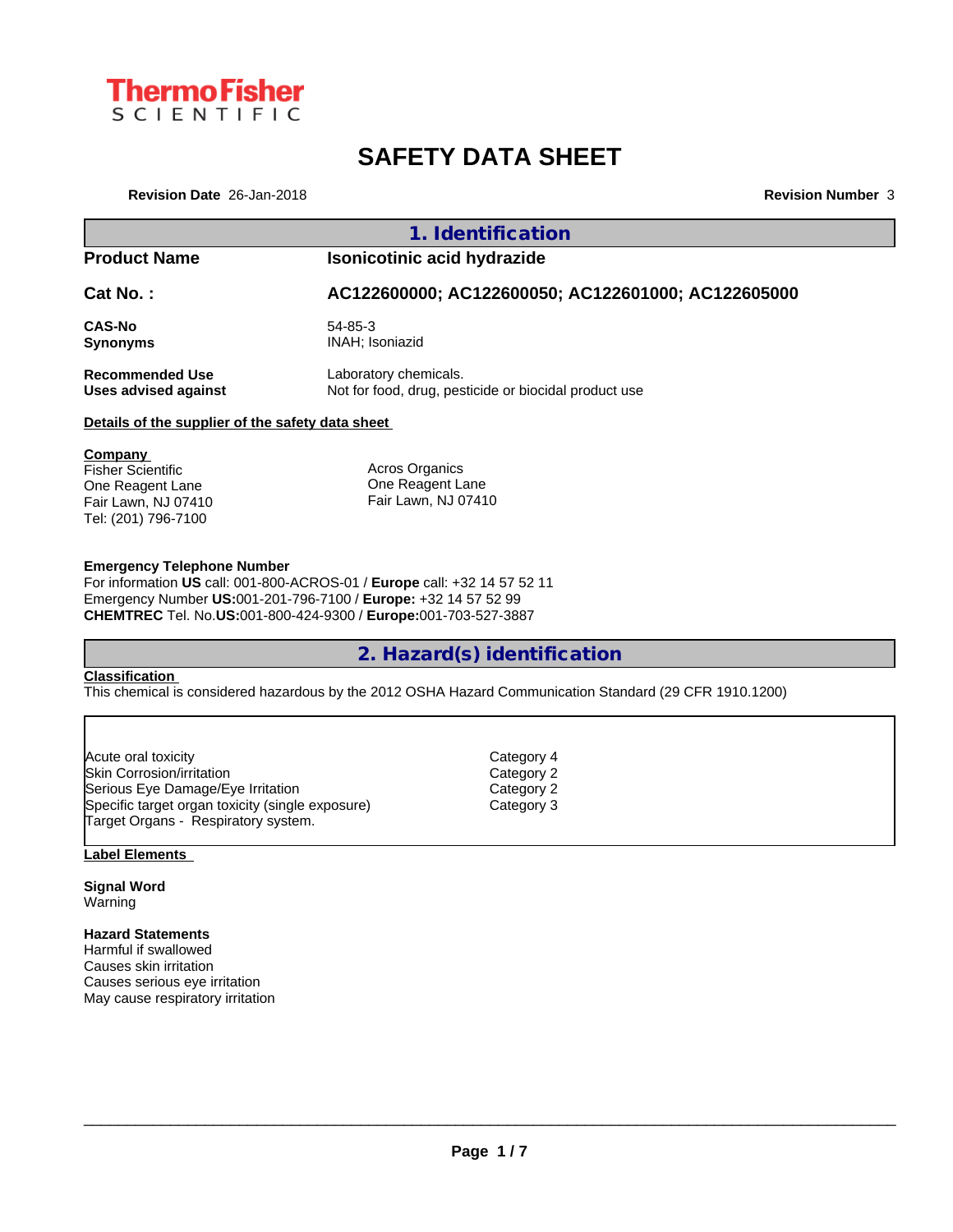Thermo Fisher SCIENTIFIC

# SAFETY DATA SHEET

**Revision Date** 26-Jan-2018 **Revision Number** 3

## 1. Identification

| | |
|---|---|
| **Product Name** | **Isonicotinic acid hydrazide** |
| **Cat No. :** | **AC122600000; AC122600050; AC122601000; AC122605000** |
| **CAS-No** | 54-85-3 |
| **Synonyms** | INAH; Isoniazid |
| **Recommended Use** | Laboratory chemicals. |
| **Uses advised against** | Not for food, drug, pesticide or biocidal product use |

**Details of the supplier of the safety data sheet**

**Company**
Fisher Scientific
One Reagent Lane
Fair Lawn, NJ 07410
Tel: (201) 796-7100

Acros Organics
One Reagent Lane
Fair Lawn, NJ 07410

**Emergency Telephone Number**
For information **US** call: 001-800-ACROS-01 / **Europe** call: +32 14 57 52 11
Emergency Number **US:**001-201-796-7100 / **Europe:** +32 14 57 52 99
**CHEMTREC** Tel. No.**US:**001-800-424-9300 / **Europe:**001-703-527-3887

## 2. Hazard(s) identification

**Classification**
This chemical is considered hazardous by the 2012 OSHA Hazard Communication Standard (29 CFR 1910.1200)

| | |
|---|---|
| Acute oral toxicity | Category 4 |
| Skin Corrosion/irritation | Category 2 |
| Serious Eye Damage/Eye Irritation | Category 2 |
| Specific target organ toxicity (single exposure) | Category 3 |
| Target Organs - Respiratory system. | |

**Label Elements**

**Signal Word**
Warning

**Hazard Statements**
Harmful if swallowed
Causes skin irritation
Causes serious eye irritation
May cause respiratory irritation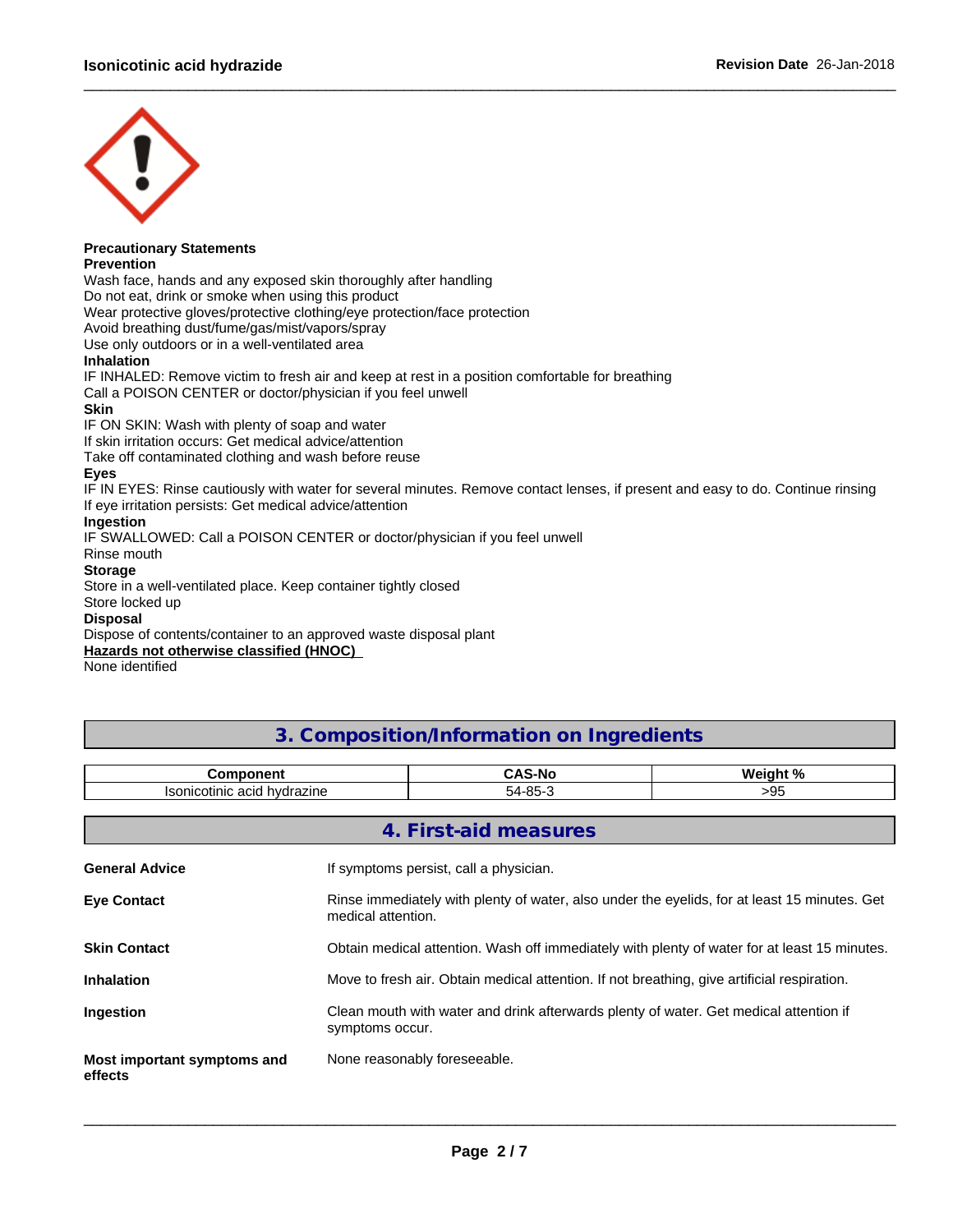**Precautionary Statements**

**Prevention**

Wash face, hands and any exposed skin thoroughly after handling
Do not eat, drink or smoke when using this product
Wear protective gloves/protective clothing/eye protection/face protection
Avoid breathing dust/fume/gas/mist/vapors/spray
Use only outdoors or in a well-ventilated area

**Inhalation**

IF INHALED: Remove victim to fresh air and keep at rest in a position comfortable for breathing
Call a POISON CENTER or doctor/physician if you feel unwell

**Skin**

IF ON SKIN: Wash with plenty of soap and water
If skin irritation occurs: Get medical advice/attention
Take off contaminated clothing and wash before reuse

**Eyes**

IF IN EYES: Rinse cautiously with water for several minutes. Remove contact lenses, if present and easy to do. Continue rinsing
If eye irritation persists: Get medical advice/attention

**Ingestion**

IF SWALLOWED: Call a POISON CENTER or doctor/physician if you feel unwell
Rinse mouth

**Storage**

Store in a well-ventilated place. Keep container tightly closed
Store locked up

**Disposal**

Dispose of contents/container to an approved waste disposal plant

**Hazards not otherwise classified (HNOC)**

None identified

## 3. Composition/Information on Ingredients

| Component | CAS-No | Weight % |
|---|---|---|
| Isonicotinic acid hydrazine | 54-85-3 | >95 |

## 4. First-aid measures

**General Advice**
If symptoms persist, call a physician.

**Eye Contact**
Rinse immediately with plenty of water, also under the eyelids, for at least 15 minutes. Get medical attention.

**Skin Contact**
Obtain medical attention. Wash off immediately with plenty of water for at least 15 minutes.

**Inhalation**
Move to fresh air. Obtain medical attention. If not breathing, give artificial respiration.

**Ingestion**
Clean mouth with water and drink afterwards plenty of water. Get medical attention if symptoms occur.

**Most important symptoms and effects**
None reasonably foreseeable.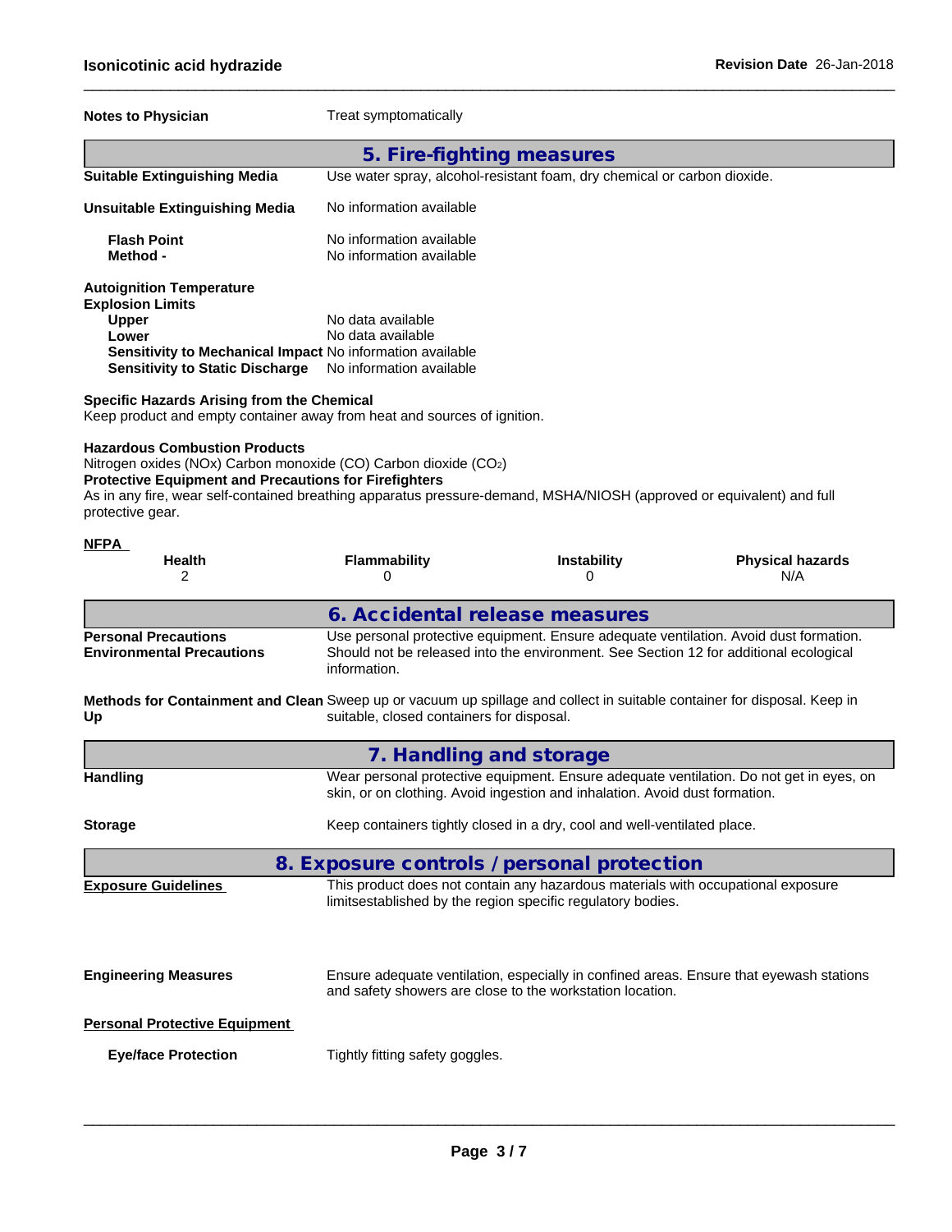**Notes to Physician** Treat symptomatically

## 5. Fire-fighting measures

**Suitable Extinguishing Media** Use water spray, alcohol-resistant foam, dry chemical or carbon dioxide.

**Unsuitable Extinguishing Media** No information available

**Flash Point** No information available
**Method -** No information available

**Autoignition Temperature**
**Explosion Limits**
**Upper** No data available
**Lower** No data available
**Sensitivity to Mechanical Impact** No information available
**Sensitivity to Static Discharge** No information available

**Specific Hazards Arising from the Chemical**
Keep product and empty container away from heat and sources of ignition.

**Hazardous Combustion Products**
Nitrogen oxides (NOx) Carbon monoxide (CO) Carbon dioxide ($CO_2$)
**Protective Equipment and Precautions for Firefighters**
As in any fire, wear self-contained breathing apparatus pressure-demand, MSHA/NIOSH (approved or equivalent) and full protective gear.

**NFPA**

| Health | Flammability | Instability | Physical hazards |
|---|---|---|---|
| 2 | 0 | 0 | N/A |

## 6. Accidental release measures

**Personal Precautions** Use personal protective equipment. Ensure adequate ventilation. Avoid dust formation.
**Environmental Precautions** Should not be released into the environment. See Section 12 for additional ecological information.

**Methods for Containment and Clean Up** Sweep up or vacuum up spillage and collect in suitable container for disposal. Keep in suitable, closed containers for disposal.

## 7. Handling and storage

**Handling** Wear personal protective equipment. Ensure adequate ventilation. Do not get in eyes, on skin, or on clothing. Avoid ingestion and inhalation. Avoid dust formation.

**Storage** Keep containers tightly closed in a dry, cool and well-ventilated place.

## 8. Exposure controls / personal protection

**Exposure Guidelines** This product does not contain any hazardous materials with occupational exposure limitsestablished by the region specific regulatory bodies.

**Engineering Measures** Ensure adequate ventilation, especially in confined areas. Ensure that eyewash stations and safety showers are close to the workstation location.

**Personal Protective Equipment**

**Eye/face Protection** Tightly fitting safety goggles.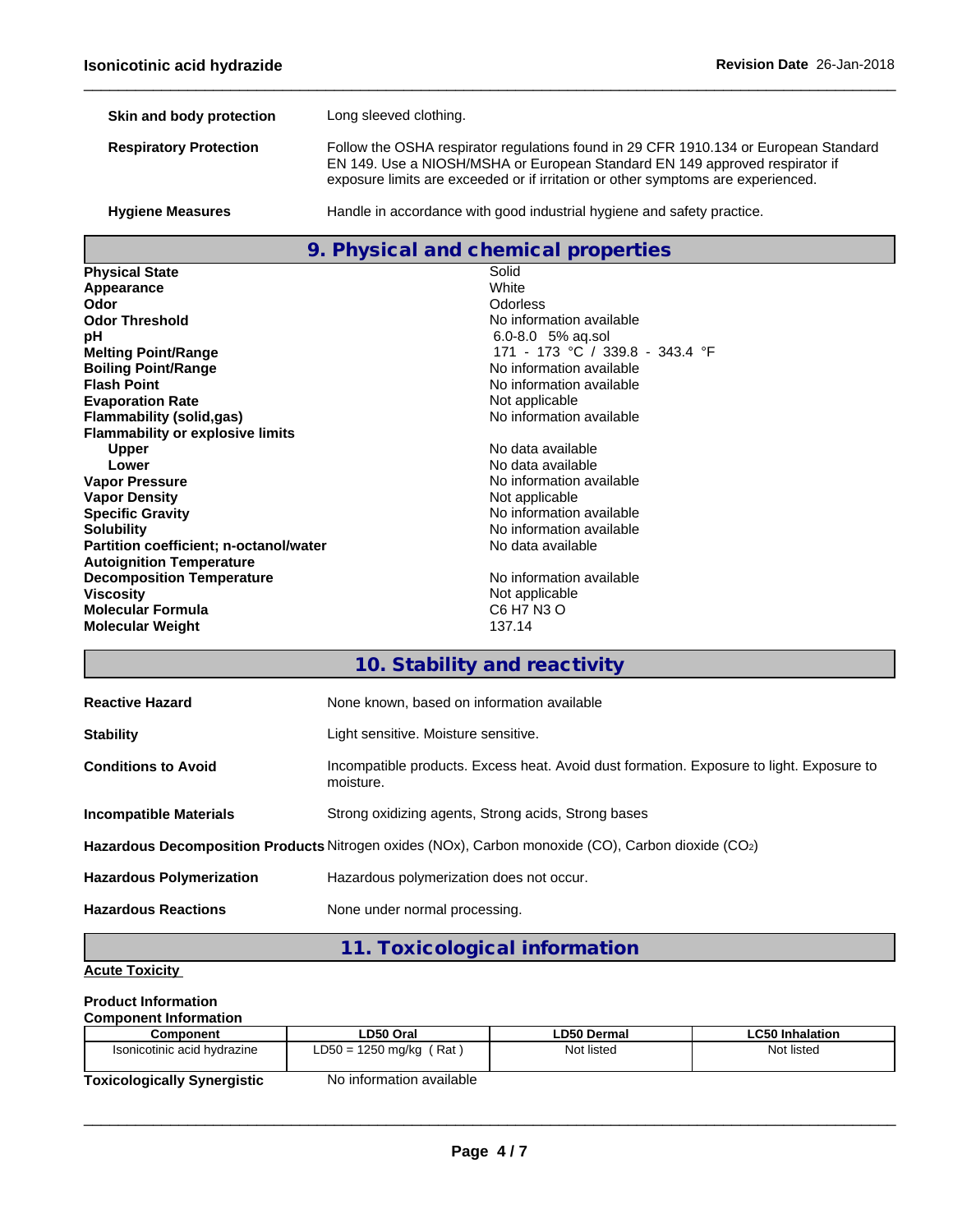**Skin and body protection** Long sleeved clothing.

**Respiratory Protection** Follow the OSHA respirator regulations found in 29 CFR 1910.134 or European Standard EN 149. Use a NIOSH/MSHA or European Standard EN 149 approved respirator if exposure limits are exceeded or if irritation or other symptoms are experienced.

**Hygiene Measures** Handle in accordance with good industrial hygiene and safety practice.

## 9. Physical and chemical properties

| | |
|---|---|
| **Physical State** | Solid |
| **Appearance** | White |
| **Odor** | Odorless |
| **Odor Threshold** | No information available |
| **pH** | 6.0-8.0 5% aq.sol |
| **Melting Point/Range** | 171 - 173 °C / 339.8 - 343.4 °F |
| **Boiling Point/Range** | No information available |
| **Flash Point** | No information available |
| **Evaporation Rate** | Not applicable |
| **Flammability (solid,gas)** | No information available |
| **Flammability or explosive limits** | |
| **Upper** | No data available |
| **Lower** | No data available |
| **Vapor Pressure** | No information available |
| **Vapor Density** | Not applicable |
| **Specific Gravity** | No information available |
| **Solubility** | No information available |
| **Partition coefficient; n-octanol/water** | No data available |
| **Autoignition Temperature** | |
| **Decomposition Temperature** | No information available |
| **Viscosity** | Not applicable |
| **Molecular Formula** | C6 H7 N3 O |
| **Molecular Weight** | 137.14 |

## 10. Stability and reactivity

**Reactive Hazard** None known, based on information available

**Stability** Light sensitive. Moisture sensitive.

**Conditions to Avoid** Incompatible products. Excess heat. Avoid dust formation. Exposure to light. Exposure to moisture.

**Incompatible Materials** Strong oxidizing agents, Strong acids, Strong bases

**Hazardous Decomposition Products** Nitrogen oxides (NOx), Carbon monoxide (CO), Carbon dioxide ($CO_2$)

**Hazardous Polymerization** Hazardous polymerization does not occur.

**Hazardous Reactions** None under normal processing.

## 11. Toxicological information

**Acute Toxicity**

**Product Information**

**Component Information**

| Component | LD50 Oral | LD50 Dermal | LC50 Inhalation |
|---|---|---|---|
| Isonicotinic acid hydrazine | LD50 = 1250 mg/kg ( Rat ) | Not listed | Not listed |

**Toxicologically Synergistic** No information available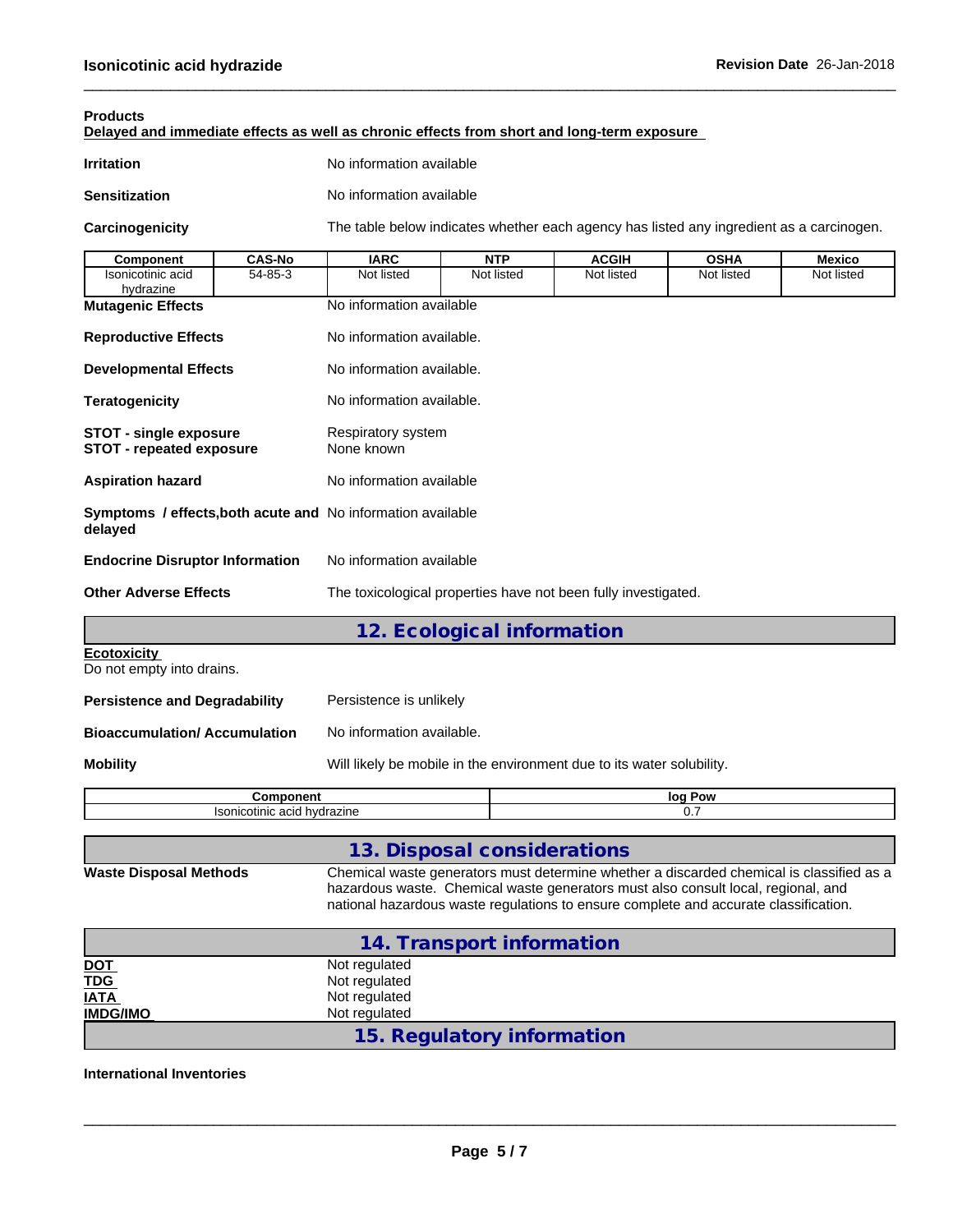**Products**

**Delayed and immediate effects as well as chronic effects from short and long-term exposure**

**Irritation** No information available

**Sensitization** No information available

**Carcinogenicity** The table below indicates whether each agency has listed any ingredient as a carcinogen.

| Component | CAS-No | IARC | NTP | ACGIH | OSHA | Mexico |
|---|---|---|---|---|---|---|
| Isonicotinic acid hydrazine | 54-85-3 | Not listed | Not listed | Not listed | Not listed | Not listed |

**Mutagenic Effects** No information available

**Reproductive Effects** No information available.

**Developmental Effects** No information available.

**Teratogenicity** No information available.

**STOT - single exposure** Respiratory system
**STOT - repeated exposure** None known

**Aspiration hazard** No information available

**Symptoms / effects,both acute and delayed** No information available

**Endocrine Disruptor Information** No information available

**Other Adverse Effects** The toxicological properties have not been fully investigated.

## 12. Ecological information

**Ecotoxicity**
Do not empty into drains.

**Persistence and Degradability** Persistence is unlikely

**Bioaccumulation/ Accumulation** No information available.

**Mobility** Will likely be mobile in the environment due to its water solubility.

| Component | log Pow |
|---|---|
| Isonicotinic acid hydrazine | 0.7 |

## 13. Disposal considerations

**Waste Disposal Methods** Chemical waste generators must determine whether a discarded chemical is classified as a hazardous waste. Chemical waste generators must also consult local, regional, and national hazardous waste regulations to ensure complete and accurate classification.

## 14. Transport information

**DOT** Not regulated
**TDG** Not regulated
**IATA** Not regulated
**IMDG/IMO** Not regulated

## 15. Regulatory information

**International Inventories**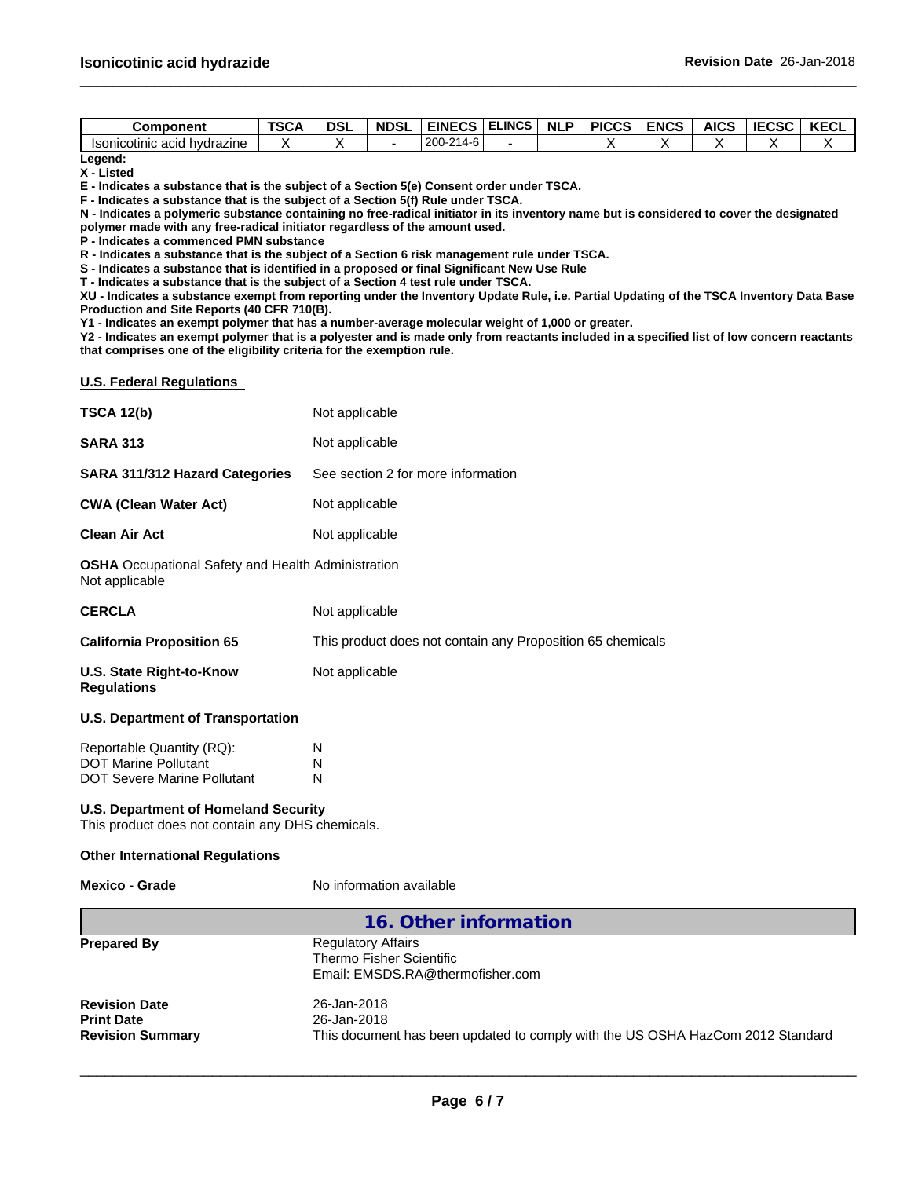| Component | TSCA | DSL | NDSL | EINECS | ELINCS | NLP | PICCS | ENCS | AICS | IECSC | KECL |
|---|---|---|---|---|---|---|---|---|---|---|---|
| Isonicotinic acid hydrazine | X | X | - | 200-214-6 | - |  | X | X | X | X | X |

**Legend:**
**X - Listed**
**E - Indicates a substance that is the subject of a Section 5(e) Consent order under TSCA.**
**F - Indicates a substance that is the subject of a Section 5(f) Rule under TSCA.**
**N - Indicates a polymeric substance containing no free-radical initiator in its inventory name but is considered to cover the designated polymer made with any free-radical initiator regardless of the amount used.**
**P - Indicates a commenced PMN substance**
**R - Indicates a substance that is the subject of a Section 6 risk management rule under TSCA.**
**S - Indicates a substance that is identified in a proposed or final Significant New Use Rule**
**T - Indicates a substance that is the subject of a Section 4 test rule under TSCA.**
**XU - Indicates a substance exempt from reporting under the Inventory Update Rule, i.e. Partial Updating of the TSCA Inventory Data Base Production and Site Reports (40 CFR 710(B).**
**Y1 - Indicates an exempt polymer that has a number-average molecular weight of 1,000 or greater.**
**Y2 - Indicates an exempt polymer that is a polyester and is made only from reactants included in a specified list of low concern reactants that comprises one of the eligibility criteria for the exemption rule.**

**U.S. Federal Regulations**

**TSCA 12(b)** Not applicable

**SARA 313** Not applicable

**SARA 311/312 Hazard Categories** See section 2 for more information

**CWA (Clean Water Act)** Not applicable

**Clean Air Act** Not applicable

**OSHA** Occupational Safety and Health Administration
Not applicable

**CERCLA** Not applicable

**California Proposition 65** This product does not contain any Proposition 65 chemicals

**U.S. State Right-to-Know Regulations** Not applicable

**U.S. Department of Transportation**

Reportable Quantity (RQ): N
DOT Marine Pollutant N
DOT Severe Marine Pollutant N

**U.S. Department of Homeland Security**
This product does not contain any DHS chemicals.

**Other International Regulations**

**Mexico - Grade** No information available

## 16. Other information

**Prepared By** Regulatory Affairs
Thermo Fisher Scientific
Email: EMSDS.RA@thermofisher.com

**Revision Date** 26-Jan-2018
**Print Date** 26-Jan-2018
**Revision Summary** This document has been updated to comply with the US OSHA HazCom 2012 Standard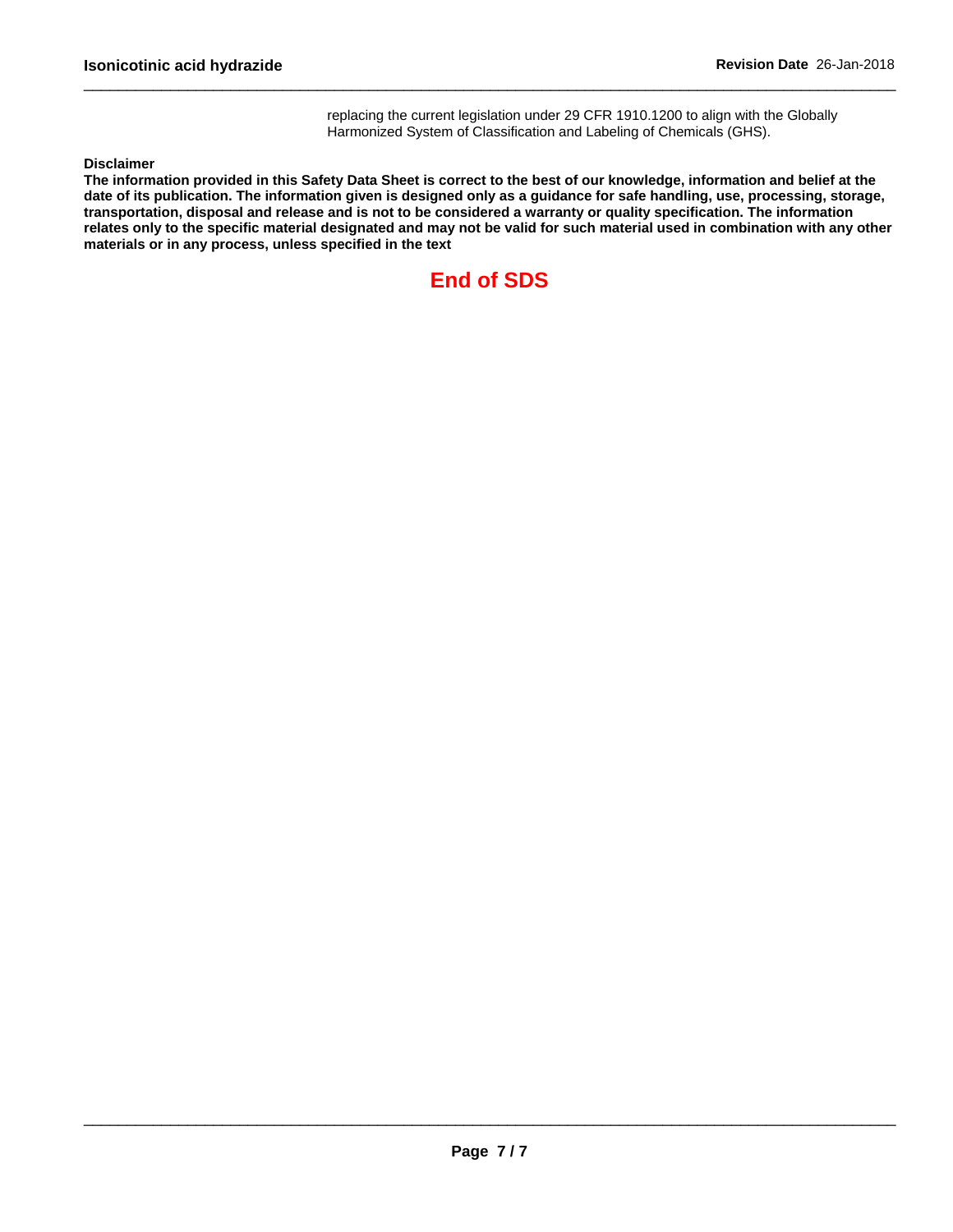replacing the current legislation under 29 CFR 1910.1200 to align with the Globally Harmonized System of Classification and Labeling of Chemicals (GHS).

**Disclaimer**

**The information provided in this Safety Data Sheet is correct to the best of our knowledge, information and belief at the date of its publication. The information given is designed only as a guidance for safe handling, use, processing, storage, transportation, disposal and release and is not to be considered a warranty or quality specification. The information relates only to the specific material designated and may not be valid for such material used in combination with any other materials or in any process, unless specified in the text**

**End of SDS**